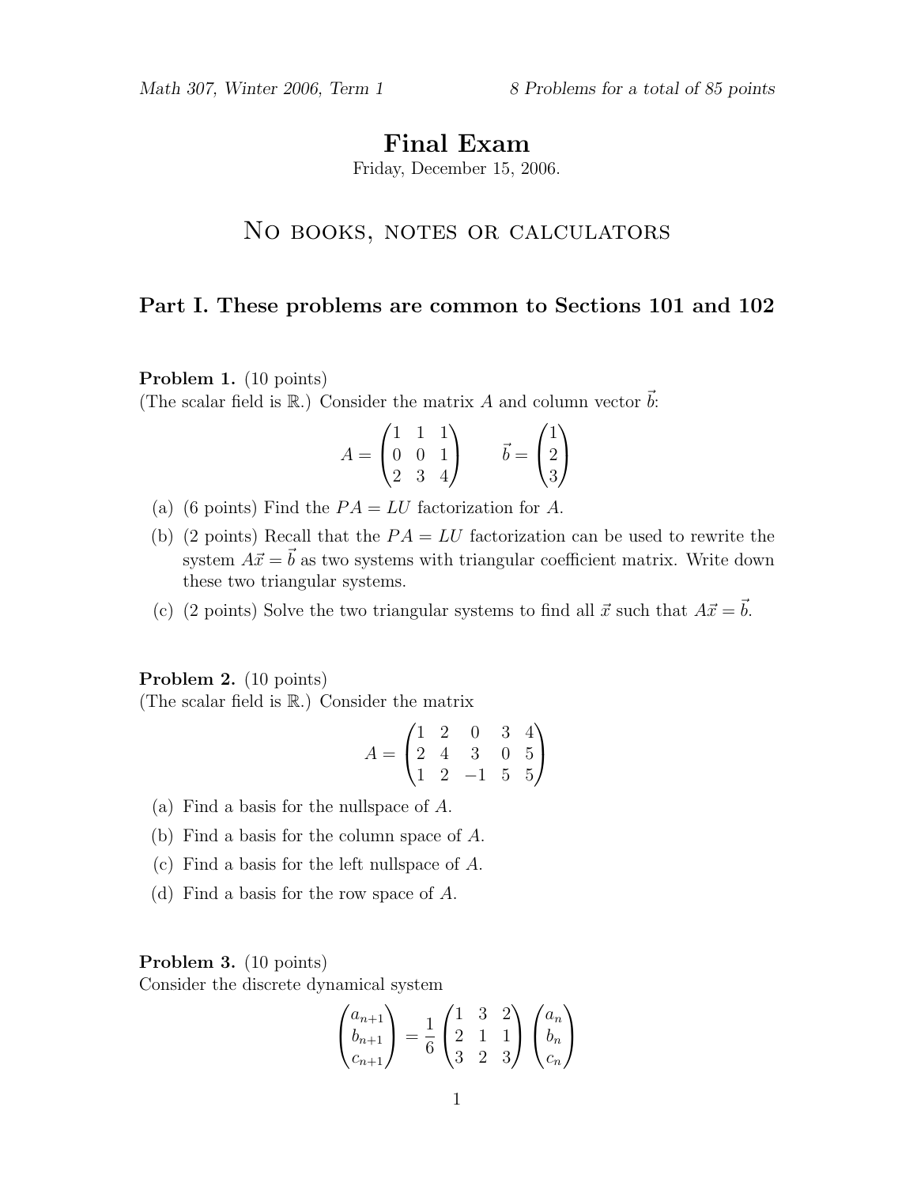Math 307, Winter 2006, Term 1 — 8 Problems for a total of 85 points

# Final Exam

Friday, December 15, 2006.

## No books, notes or calculators

### Part I. These problems are common to Sections 101 and 102

**Problem 1.** (10 points)
(The scalar field is $\mathbb{R}$.) Consider the matrix $A$ and column vector $\vec{b}$:

$$A = \begin{pmatrix} 1 & 1 & 1 \\ 0 & 0 & 1 \\ 2 & 3 & 4 \end{pmatrix} \qquad \vec{b} = \begin{pmatrix} 1 \\ 2 \\ 3 \end{pmatrix}$$

(a) (6 points) Find the $PA = LU$ factorization for $A$.

(b) (2 points) Recall that the $PA = LU$ factorization can be used to rewrite the system $A\vec{x} = \vec{b}$ as two systems with triangular coefficient matrix. Write down these two triangular systems.

(c) (2 points) Solve the two triangular systems to find all $\vec{x}$ such that $A\vec{x} = \vec{b}$.

**Problem 2.** (10 points)
(The scalar field is $\mathbb{R}$.) Consider the matrix

$$A = \begin{pmatrix} 1 & 2 & 0 & 3 & 4 \\ 2 & 4 & 3 & 0 & 5 \\ 1 & 2 & -1 & 5 & 5 \end{pmatrix}$$

(a) Find a basis for the nullspace of $A$.

(b) Find a basis for the column space of $A$.

(c) Find a basis for the left nullspace of $A$.

(d) Find a basis for the row space of $A$.

**Problem 3.** (10 points)
Consider the discrete dynamical system

$$\begin{pmatrix} a_{n+1} \\ b_{n+1} \\ c_{n+1} \end{pmatrix} = \frac{1}{6} \begin{pmatrix} 1 & 3 & 2 \\ 2 & 1 & 1 \\ 3 & 2 & 3 \end{pmatrix} \begin{pmatrix} a_n \\ b_n \\ c_n \end{pmatrix}$$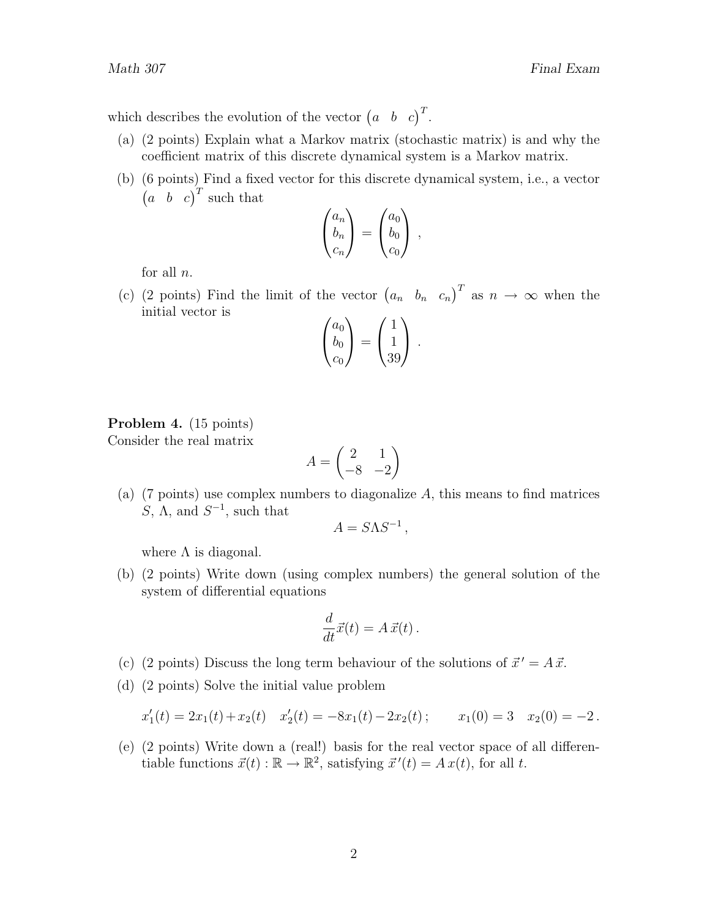which describes the evolution of the vector $\begin{pmatrix} a & b & c \end{pmatrix}^T$.

(a) (2 points) Explain what a Markov matrix (stochastic matrix) is and why the coefficient matrix of this discrete dynamical system is a Markov matrix.

(b) (6 points) Find a fixed vector for this discrete dynamical system, i.e., a vector $\begin{pmatrix} a & b & c \end{pmatrix}^T$ such that

$$\begin{pmatrix} a_n \\ b_n \\ c_n \end{pmatrix} = \begin{pmatrix} a_0 \\ b_0 \\ c_0 \end{pmatrix} ,$$

for all $n$.

(c) (2 points) Find the limit of the vector $\begin{pmatrix} a_n & b_n & c_n \end{pmatrix}^T$ as $n \to \infty$ when the initial vector is

$$\begin{pmatrix} a_0 \\ b_0 \\ c_0 \end{pmatrix} = \begin{pmatrix} 1 \\ 1 \\ 39 \end{pmatrix} .$$

**Problem 4.** (15 points)
Consider the real matrix

$$A = \begin{pmatrix} 2 & 1 \\ -8 & -2 \end{pmatrix}$$

(a) (7 points) use complex numbers to diagonalize $A$, this means to find matrices $S$, $\Lambda$, and $S^{-1}$, such that

$$A = S \Lambda S^{-1} ,$$

where $\Lambda$ is diagonal.

(b) (2 points) Write down (using complex numbers) the general solution of the system of differential equations

$$\frac{d}{dt} \vec{x}(t) = A \, \vec{x}(t) .$$

(c) (2 points) Discuss the long term behaviour of the solutions of $\vec{x}\,' = A \, \vec{x}$.

(d) (2 points) Solve the initial value problem

$$x_1'(t) = 2x_1(t) + x_2(t) \quad x_2'(t) = -8x_1(t) - 2x_2(t) ; \qquad x_1(0) = 3 \quad x_2(0) = -2 .$$

(e) (2 points) Write down a (real!) basis for the real vector space of all differentiable functions $\vec{x}(t) : \mathbb{R} \to \mathbb{R}^2$, satisfying $\vec{x}\,'(t) = A \, x(t)$, for all $t$.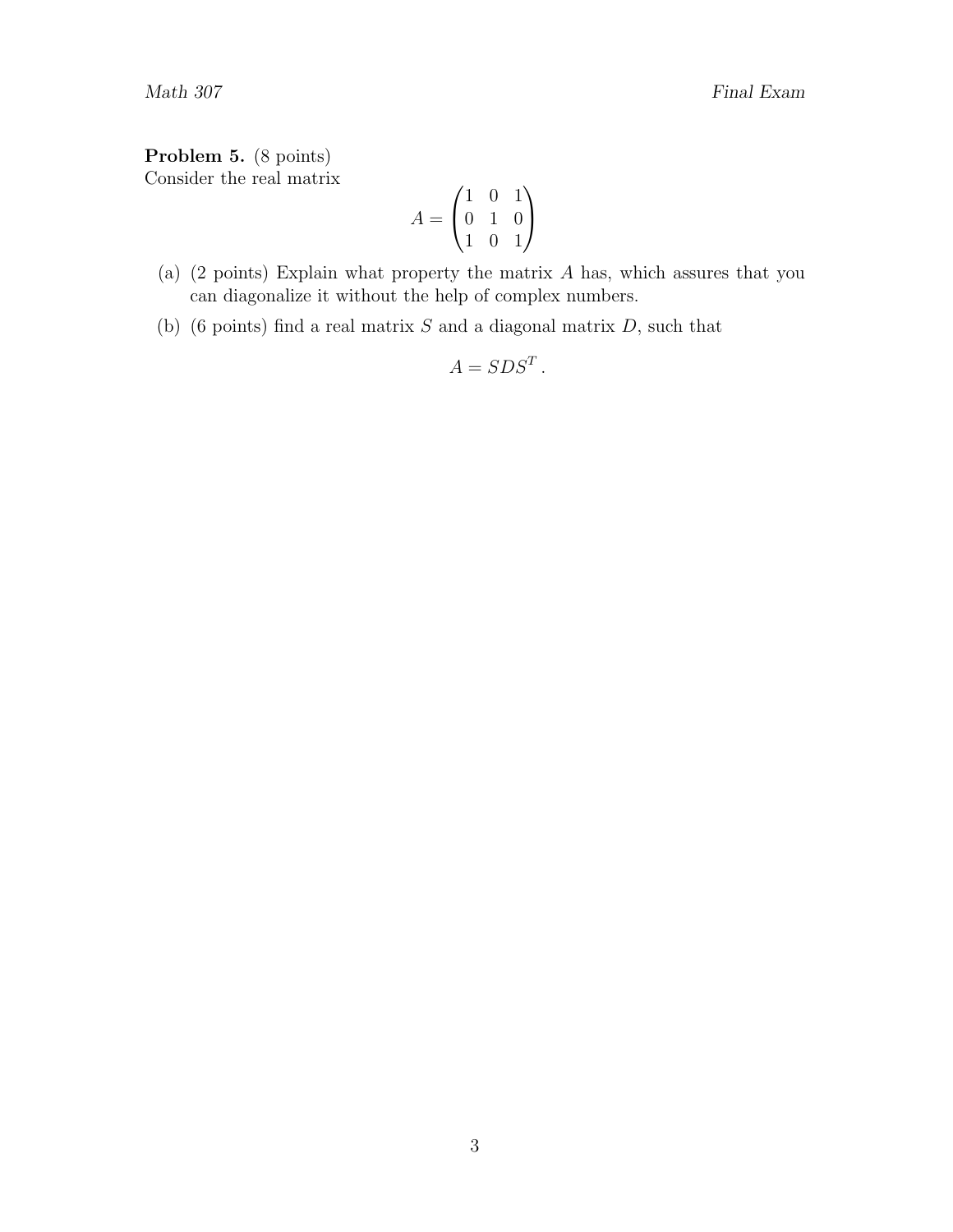**Problem 5.** (8 points)
Consider the real matrix

$$A = \begin{pmatrix} 1 & 0 & 1 \\ 0 & 1 & 0 \\ 1 & 0 & 1 \end{pmatrix}$$

(a) (2 points) Explain what property the matrix $A$ has, which assures that you can diagonalize it without the help of complex numbers.

(b) (6 points) find a real matrix $S$ and a diagonal matrix $D$, such that

$$A = SDS^T \, .$$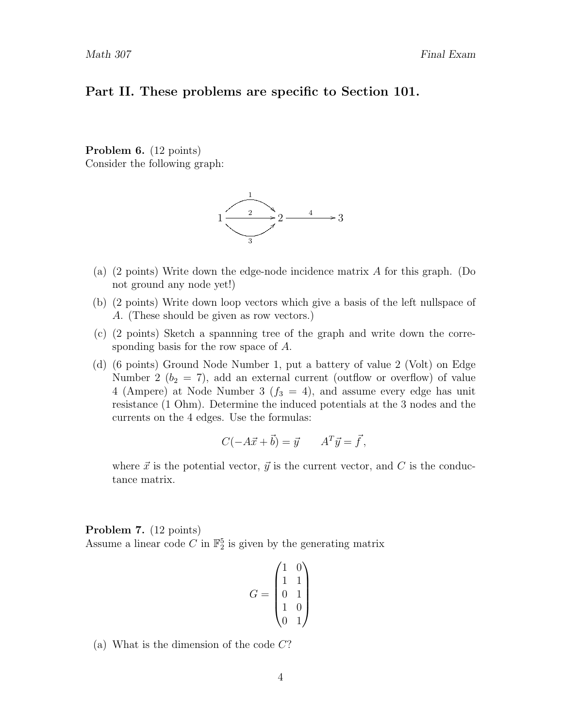## Part II. These problems are specific to Section 101.

**Problem 6.** (12 points)
Consider the following graph:

$$1 \xrightarrow{1,\,2,\,3} 2 \xrightarrow{4} 3$$

(a) (2 points) Write down the edge-node incidence matrix $A$ for this graph. (Do not ground any node yet!)

(b) (2 points) Write down loop vectors which give a basis of the left nullspace of $A$. (These should be given as row vectors.)

(c) (2 points) Sketch a spannning tree of the graph and write down the corresponding basis for the row space of $A$.

(d) (6 points) Ground Node Number 1, put a battery of value 2 (Volt) on Edge Number 2 ($b_2 = 7$), add an external current (outflow or overflow) of value 4 (Ampere) at Node Number 3 ($f_3 = 4$), and assume every edge has unit resistance (1 Ohm). Determine the induced potentials at the 3 nodes and the currents on the 4 edges. Use the formulas:

$$C(-A\vec{x} + \vec{b}) = \vec{y} \qquad A^T\vec{y} = \vec{f},$$

where $\vec{x}$ is the potential vector, $\vec{y}$ is the current vector, and $C$ is the conductance matrix.

**Problem 7.** (12 points)
Assume a linear code $C$ in $\mathbb{F}_2^5$ is given by the generating matrix

$$G = \begin{pmatrix} 1 & 0 \\ 1 & 1 \\ 0 & 1 \\ 1 & 0 \\ 0 & 1 \end{pmatrix}$$

(a) What is the dimension of the code $C$?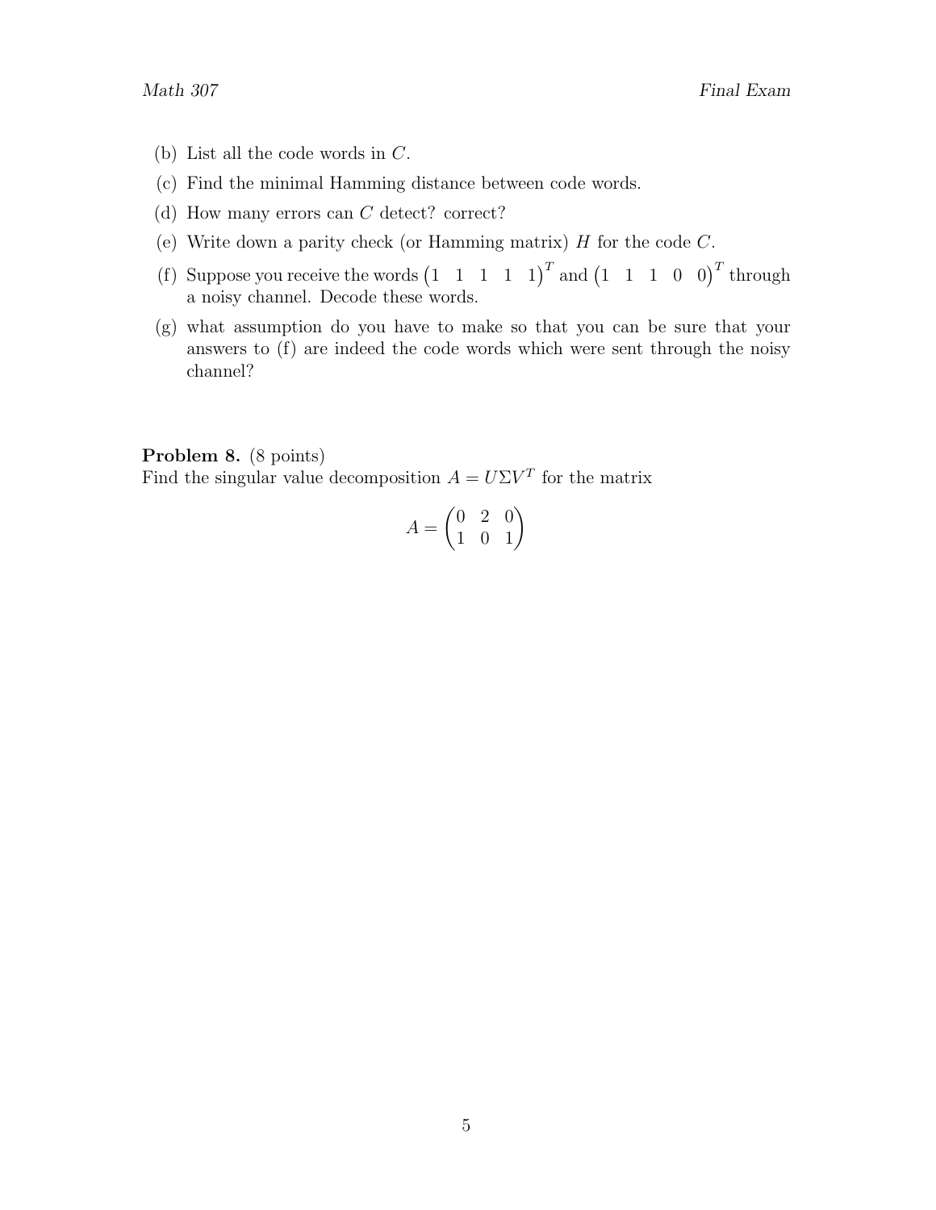(b) List all the code words in $C$.

(c) Find the minimal Hamming distance between code words.

(d) How many errors can $C$ detect? correct?

(e) Write down a parity check (or Hamming matrix) $H$ for the code $C$.

(f) Suppose you receive the words $\begin{pmatrix} 1 & 1 & 1 & 1 & 1 \end{pmatrix}^T$ and $\begin{pmatrix} 1 & 1 & 1 & 0 & 0 \end{pmatrix}^T$ through a noisy channel. Decode these words.

(g) what assumption do you have to make so that you can be sure that your answers to (f) are indeed the code words which were sent through the noisy channel?

**Problem 8.** (8 points)
Find the singular value decomposition $A = U\Sigma V^T$ for the matrix

$$A = \begin{pmatrix} 0 & 2 & 0 \\ 1 & 0 & 1 \end{pmatrix}$$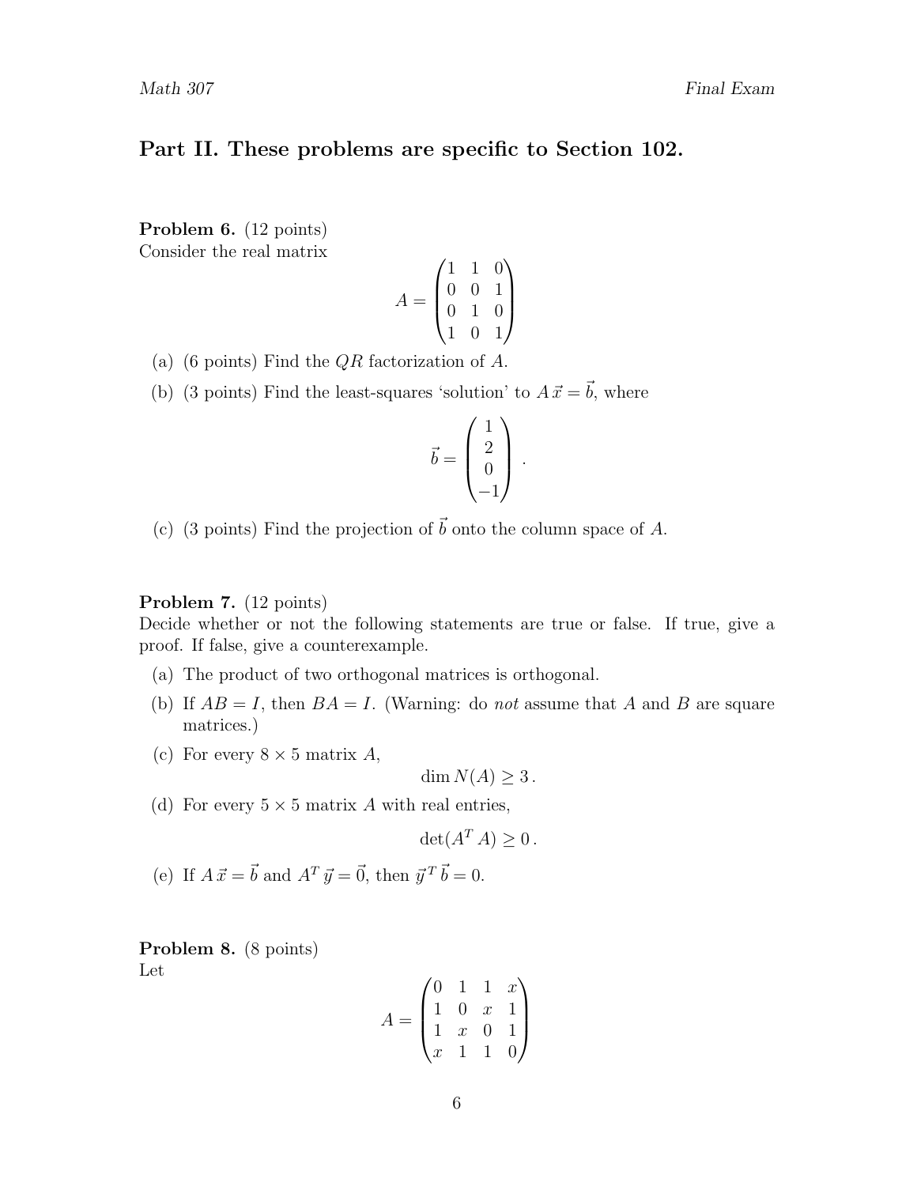## Part II. These problems are specific to Section 102.

**Problem 6.** (12 points)
Consider the real matrix

$$A = \begin{pmatrix} 1 & 1 & 0 \\ 0 & 0 & 1 \\ 0 & 1 & 0 \\ 1 & 0 & 1 \end{pmatrix}$$

(a) (6 points) Find the $QR$ factorization of $A$.

(b) (3 points) Find the least-squares 'solution' to $A\vec{x} = \vec{b}$, where

$$\vec{b} = \begin{pmatrix} 1 \\ 2 \\ 0 \\ -1 \end{pmatrix}.$$

(c) (3 points) Find the projection of $\vec{b}$ onto the column space of $A$.

**Problem 7.** (12 points)
Decide whether or not the following statements are true or false. If true, give a proof. If false, give a counterexample.

(a) The product of two orthogonal matrices is orthogonal.

(b) If $AB = I$, then $BA = I$. (Warning: do *not* assume that $A$ and $B$ are square matrices.)

(c) For every $8 \times 5$ matrix $A$,

$$\dim N(A) \geq 3.$$

(d) For every $5 \times 5$ matrix $A$ with real entries,

$$\det(A^T A) \geq 0.$$

(e) If $A\vec{x} = \vec{b}$ and $A^T\vec{y} = \vec{0}$, then $\vec{y}^T\vec{b} = 0$.

**Problem 8.** (8 points)
Let

$$A = \begin{pmatrix} 0 & 1 & 1 & x \\ 1 & 0 & x & 1 \\ 1 & x & 0 & 1 \\ x & 1 & 1 & 0 \end{pmatrix}$$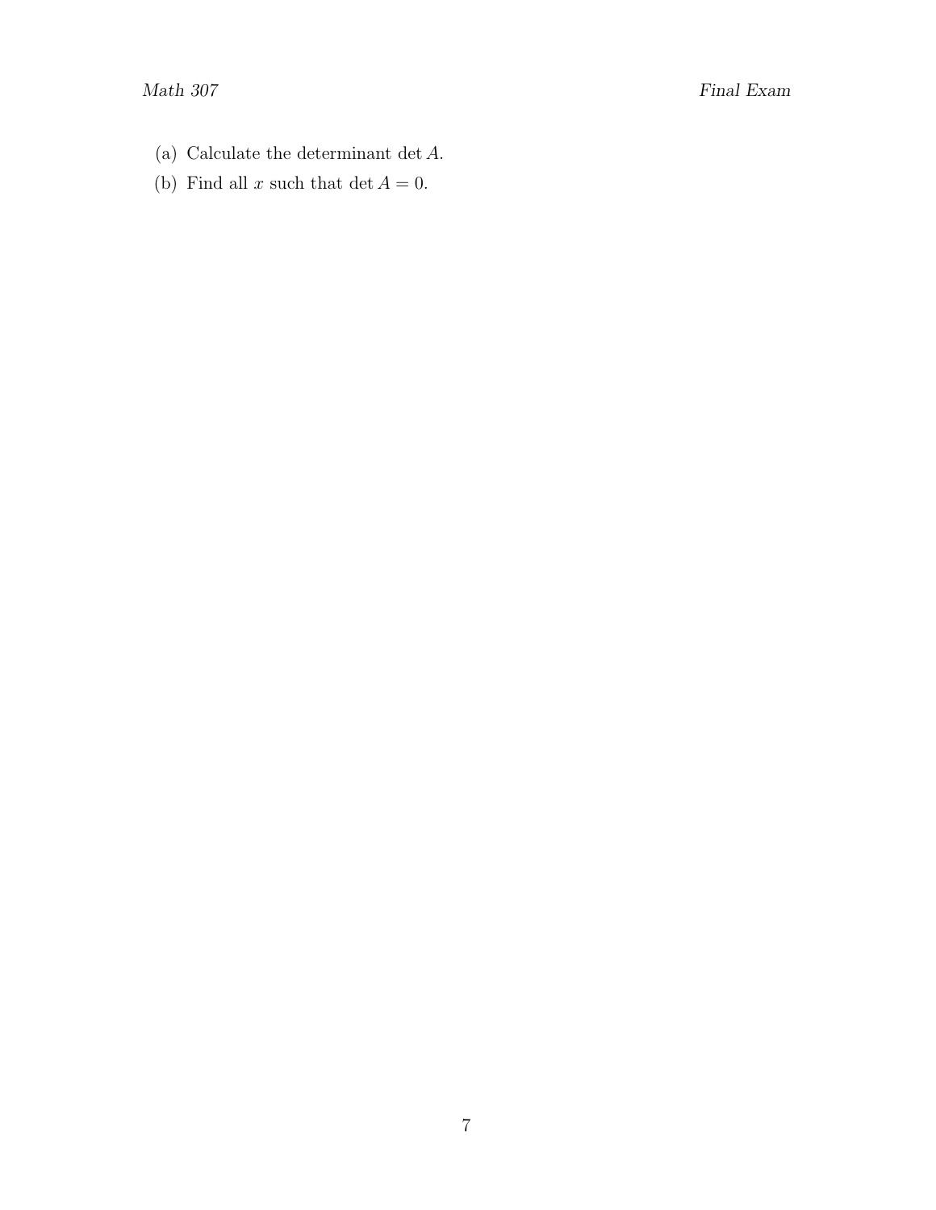(a) Calculate the determinant $\det A$.

(b) Find all $x$ such that $\det A = 0$.